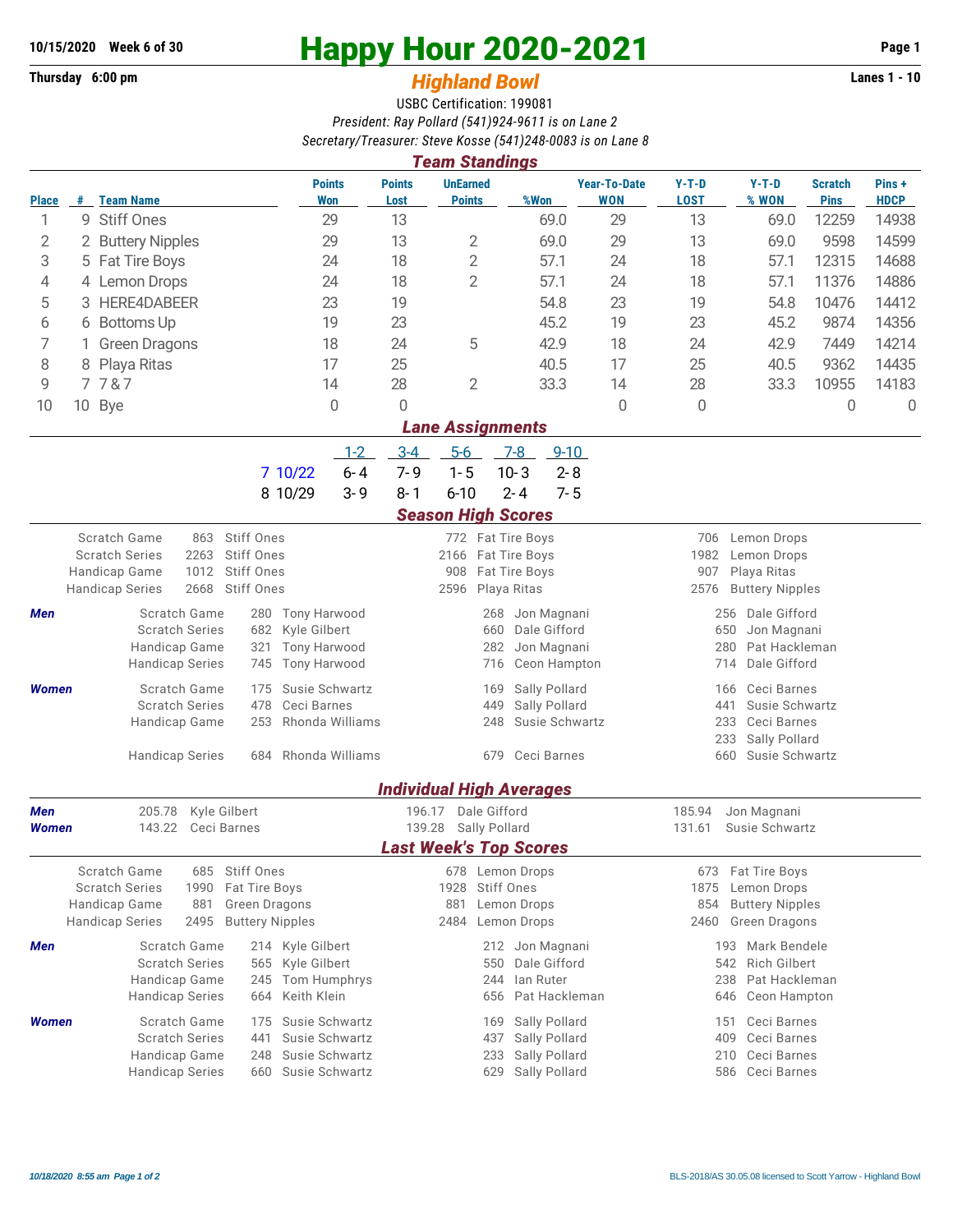10/15/2020 Week 6 of 30

Thursday 6:00 pm

# Happy Hour 2020-2021

## Highland Bowl

Lanes 1 - 10

USBC Certification: 199081

*President: Ray Pollard (541)924-9611 is on Lane 2*

*Secretary/Treasurer: Steve Kosse (541)248-0083 is on Lane 8*

### Team Standings

| Place | # | Team Name | Points Won | Points Lost | UnEarned Points | %Won | Year-To-Date WON | Y-T-D LOST | Y-T-D % WON | Scratch Pins | Pins + HDCP |
|---|---|---|---|---|---|---|---|---|---|---|---|
| 1 | 9 | Stiff Ones | 29 | 13 | | 69.0 | 29 | 13 | 69.0 | 12259 | 14938 |
| 2 | 2 | Buttery Nipples | 29 | 13 | 2 | 69.0 | 29 | 13 | 69.0 | 9598 | 14599 |
| 3 | 5 | Fat Tire Boys | 24 | 18 | 2 | 57.1 | 24 | 18 | 57.1 | 12315 | 14688 |
| 4 | 4 | Lemon Drops | 24 | 18 | 2 | 57.1 | 24 | 18 | 57.1 | 11376 | 14886 |
| 5 | 3 | HERE4DABEER | 23 | 19 | | 54.8 | 23 | 19 | 54.8 | 10476 | 14412 |
| 6 | 6 | Bottoms Up | 19 | 23 | | 45.2 | 19 | 23 | 45.2 | 9874 | 14356 |
| 7 | 1 | Green Dragons | 18 | 24 | 5 | 42.9 | 18 | 24 | 42.9 | 7449 | 14214 |
| 8 | 8 | Playa Ritas | 17 | 25 | | 40.5 | 17 | 25 | 40.5 | 9362 | 14435 |
| 9 | 7 | 7 & 7 | 14 | 28 | 2 | 33.3 | 14 | 28 | 33.3 | 10955 | 14183 |
| 10 | 10 | Bye | 0 | 0 | | | 0 | 0 | | 0 | 0 |

### Lane Assignments

| | 1-2 | 3-4 | 5-6 | 7-8 | 9-10 |
|---|---|---|---|---|---|
| 7 10/22 | 6- 4 | 7- 9 | 1- 5 | 10- 3 | 2- 8 |
| 8 10/29 | 3- 9 | 8- 1 | 6-10 | 2- 4 | 7- 5 |

### Season High Scores

| | | | | | | |
|---|---|---|---|---|---|---|
| Scratch Game | 863 | Stiff Ones | 772 | Fat Tire Boys | 706 | Lemon Drops |
| Scratch Series | 2263 | Stiff Ones | 2166 | Fat Tire Boys | 1982 | Lemon Drops |
| Handicap Game | 1012 | Stiff Ones | 908 | Fat Tire Boys | 907 | Playa Ritas |
| Handicap Series | 2668 | Stiff Ones | 2596 | Playa Ritas | 2576 | Buttery Nipples |

**Men**

| | | | | | | |
|---|---|---|---|---|---|---|
| Scratch Game | 280 | Tony Harwood | 268 | Jon Magnani | 256 | Dale Gifford |
| Scratch Series | 682 | Kyle Gilbert | 660 | Dale Gifford | 650 | Jon Magnani |
| Handicap Game | 321 | Tony Harwood | 282 | Jon Magnani | 280 | Pat Hackleman |
| Handicap Series | 745 | Tony Harwood | 716 | Ceon Hampton | 714 | Dale Gifford |

**Women**

| | | | | | | |
|---|---|---|---|---|---|---|
| Scratch Game | 175 | Susie Schwartz | 169 | Sally Pollard | 166 | Ceci Barnes |
| Scratch Series | 478 | Ceci Barnes | 449 | Sally Pollard | 441 | Susie Schwartz |
| Handicap Game | 253 | Rhonda Williams | 248 | Susie Schwartz | 233 | Ceci Barnes |
| | | | | | 233 | Sally Pollard |
| Handicap Series | 684 | Rhonda Williams | 679 | Ceci Barnes | 660 | Susie Schwartz |

### Individual High Averages

| | | | | | | |
|---|---|---|---|---|---|---|
| **Men** | 205.78 | Kyle Gilbert | 196.17 | Dale Gifford | 185.94 | Jon Magnani |
| **Women** | 143.22 | Ceci Barnes | 139.28 | Sally Pollard | 131.61 | Susie Schwartz |

### Last Week's Top Scores

| | | | | | | |
|---|---|---|---|---|---|---|
| Scratch Game | 685 | Stiff Ones | 678 | Lemon Drops | 673 | Fat Tire Boys |
| Scratch Series | 1990 | Fat Tire Boys | 1928 | Stiff Ones | 1875 | Lemon Drops |
| Handicap Game | 881 | Green Dragons | 881 | Lemon Drops | 854 | Buttery Nipples |
| Handicap Series | 2495 | Buttery Nipples | 2484 | Lemon Drops | 2460 | Green Dragons |

**Men**

| | | | | | | |
|---|---|---|---|---|---|---|
| Scratch Game | 214 | Kyle Gilbert | 212 | Jon Magnani | 193 | Mark Bendele |
| Scratch Series | 565 | Kyle Gilbert | 550 | Dale Gifford | 542 | Rich Gilbert |
| Handicap Game | 245 | Tom Humphrys | 244 | Ian Ruter | 238 | Pat Hackleman |
| Handicap Series | 664 | Keith Klein | 656 | Pat Hackleman | 646 | Ceon Hampton |

**Women**

| | | | | | | |
|---|---|---|---|---|---|---|
| Scratch Game | 175 | Susie Schwartz | 169 | Sally Pollard | 151 | Ceci Barnes |
| Scratch Series | 441 | Susie Schwartz | 437 | Sally Pollard | 409 | Ceci Barnes |
| Handicap Game | 248 | Susie Schwartz | 233 | Sally Pollard | 210 | Ceci Barnes |
| Handicap Series | 660 | Susie Schwartz | 629 | Sally Pollard | 586 | Ceci Barnes |

*10/18/2020 8:55 am*

BLS-2018/AS 30.05.08 licensed to Scott Yarrow - Highland Bowl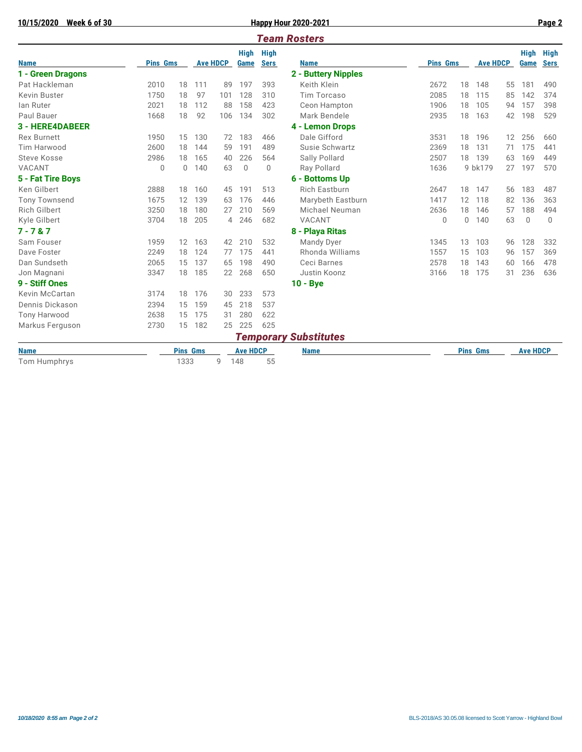## Team Rosters

| Name | Pins | Gms | Ave | HDCP | High Game | High Sers |
|---|---|---|---|---|---|---|
| **1 - Green Dragons** | | | | | | |
| Pat Hackleman | 2010 | 18 | 111 | 89 | 197 | 393 |
| Kevin Buster | 1750 | 18 | 97 | 101 | 128 | 310 |
| Ian Ruter | 2021 | 18 | 112 | 88 | 158 | 423 |
| Paul Bauer | 1668 | 18 | 92 | 106 | 134 | 302 |
| **2 - Buttery Nipples** | | | | | | |
| Keith Klein | 2672 | 18 | 148 | 55 | 181 | 490 |
| Tim Torcaso | 2085 | 18 | 115 | 85 | 142 | 374 |
| Ceon Hampton | 1906 | 18 | 105 | 94 | 157 | 398 |
| Mark Bendele | 2935 | 18 | 163 | 42 | 198 | 529 |
| **3 - HERE4DABEER** | | | | | | |
| Rex Burnett | 1950 | 15 | 130 | 72 | 183 | 466 |
| Tim Harwood | 2600 | 18 | 144 | 59 | 191 | 489 |
| Steve Kosse | 2986 | 18 | 165 | 40 | 226 | 564 |
| VACANT | 0 | 0 | 140 | 63 | 0 | 0 |
| **4 - Lemon Drops** | | | | | | |
| Dale Gifford | 3531 | 18 | 196 | 12 | 256 | 660 |
| Susie Schwartz | 2369 | 18 | 131 | 71 | 175 | 441 |
| Sally Pollard | 2507 | 18 | 139 | 63 | 169 | 449 |
| Ray Pollard | 1636 | 9 | bk179 | 27 | 197 | 570 |
| **5 - Fat Tire Boys** | | | | | | |
| Ken Gilbert | 2888 | 18 | 160 | 45 | 191 | 513 |
| Tony Townsend | 1675 | 12 | 139 | 63 | 176 | 446 |
| Rich Gilbert | 3250 | 18 | 180 | 27 | 210 | 569 |
| Kyle Gilbert | 3704 | 18 | 205 | 4 | 246 | 682 |
| **6 - Bottoms Up** | | | | | | |
| Rich Eastburn | 2647 | 18 | 147 | 56 | 183 | 487 |
| Marybeth Eastburn | 1417 | 12 | 118 | 82 | 136 | 363 |
| Michael Neuman | 2636 | 18 | 146 | 57 | 188 | 494 |
| VACANT | 0 | 0 | 140 | 63 | 0 | 0 |
| **7 - 7 & 7** | | | | | | |
| Sam Fouser | 1959 | 12 | 163 | 42 | 210 | 532 |
| Dave Foster | 2249 | 18 | 124 | 77 | 175 | 441 |
| Dan Sundseth | 2065 | 15 | 137 | 65 | 198 | 490 |
| Jon Magnani | 3347 | 18 | 185 | 22 | 268 | 650 |
| **8 - Playa Ritas** | | | | | | |
| Mandy Dyer | 1345 | 13 | 103 | 96 | 128 | 332 |
| Rhonda Williams | 1557 | 15 | 103 | 96 | 157 | 369 |
| Ceci Barnes | 2578 | 18 | 143 | 60 | 166 | 478 |
| Justin Koonz | 3166 | 18 | 175 | 31 | 236 | 636 |
| **9 - Stiff Ones** | | | | | | |
| Kevin McCartan | 3174 | 18 | 176 | 30 | 233 | 573 |
| Dennis Dickason | 2394 | 15 | 159 | 45 | 218 | 537 |
| Tony Harwood | 2638 | 15 | 175 | 31 | 280 | 622 |
| Markus Ferguson | 2730 | 15 | 182 | 25 | 225 | 625 |
| **10 - Bye** | | | | | | |

## Temporary Substitutes

| Name | Pins | Gms | Ave | HDCP |
|---|---|---|---|---|
| Tom Humphrys | 1333 | 9 | 148 | 55 |